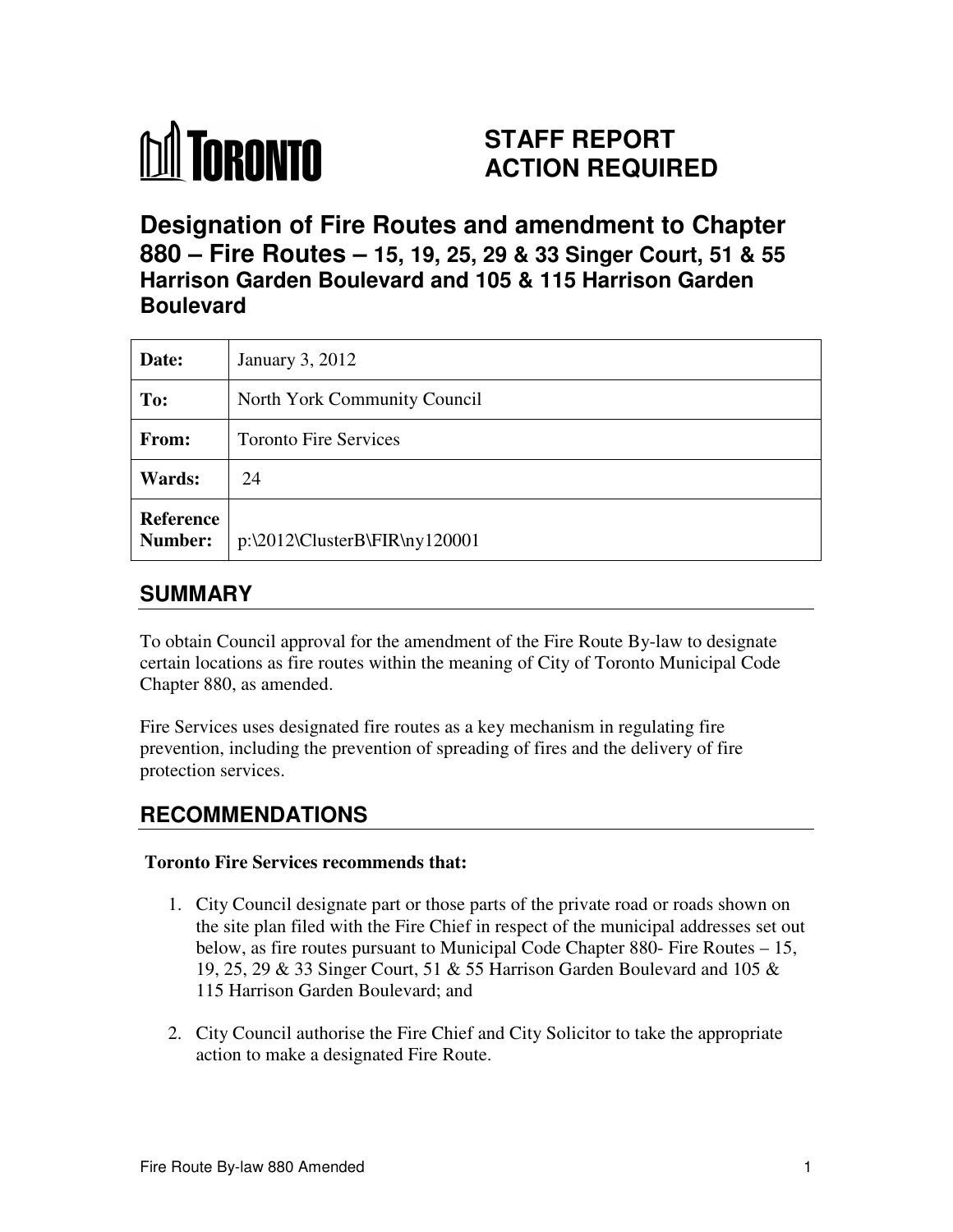TORONTO

**STAFF REPORT**
**ACTION REQUIRED**

# Designation of Fire Routes and amendment to Chapter 880 – Fire Routes – 15, 19, 25, 29 & 33 Singer Court, 51 & 55 Harrison Garden Boulevard and 105 & 115 Harrison Garden Boulevard

| | |
|---|---|
| **Date:** | January 3, 2012 |
| **To:** | North York Community Council |
| **From:** | Toronto Fire Services |
| **Wards:** | 24 |
| **Reference Number:** | p:\2012\ClusterB\FIR\ny120001 |

## SUMMARY

To obtain Council approval for the amendment of the Fire Route By-law to designate certain locations as fire routes within the meaning of City of Toronto Municipal Code Chapter 880, as amended.

Fire Services uses designated fire routes as a key mechanism in regulating fire prevention, including the prevention of spreading of fires and the delivery of fire protection services.

## RECOMMENDATIONS

**Toronto Fire Services recommends that:**

1. City Council designate part or those parts of the private road or roads shown on the site plan filed with the Fire Chief in respect of the municipal addresses set out below, as fire routes pursuant to Municipal Code Chapter 880- Fire Routes – 15, 19, 25, 29 & 33 Singer Court, 51 & 55 Harrison Garden Boulevard and 105 & 115 Harrison Garden Boulevard; and

2. City Council authorise the Fire Chief and City Solicitor to take the appropriate action to make a designated Fire Route.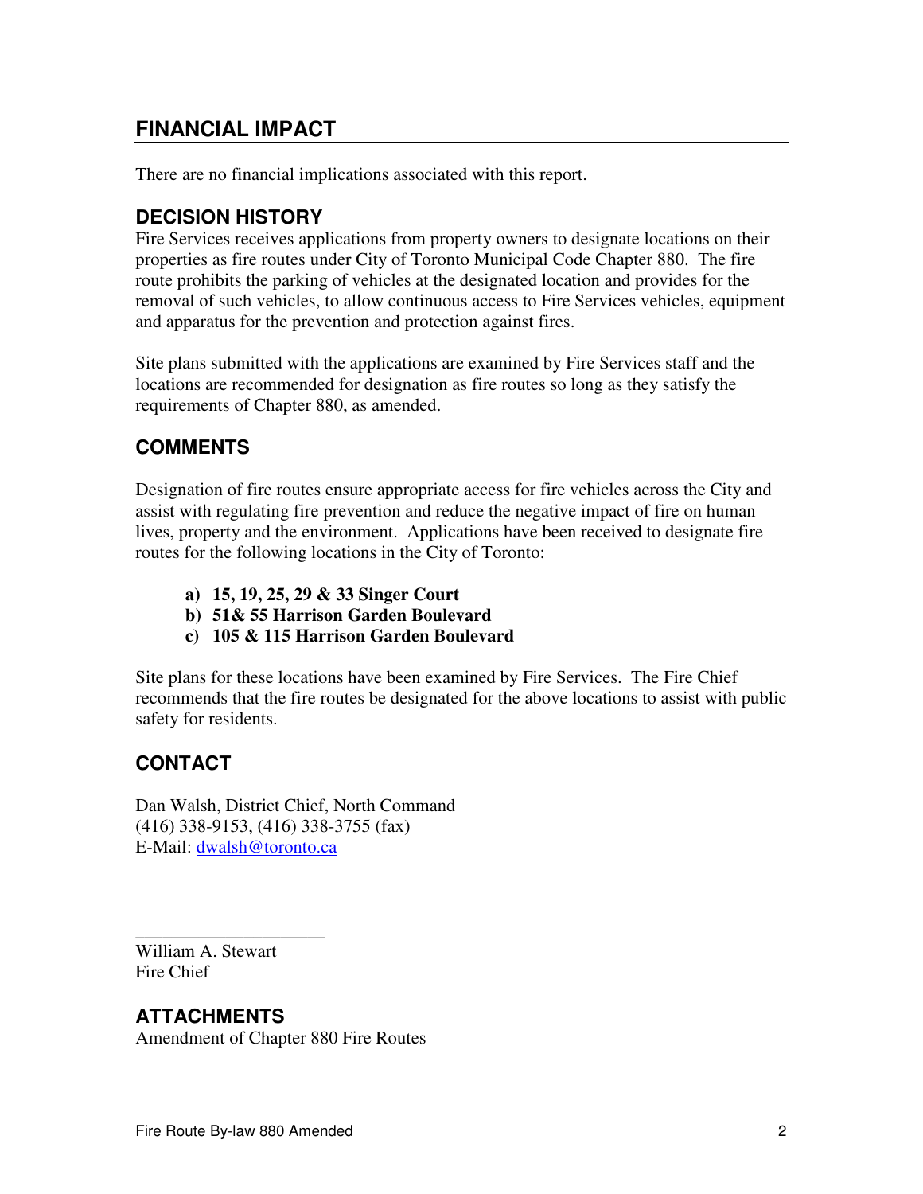## FINANCIAL IMPACT

There are no financial implications associated with this report.

### DECISION HISTORY

Fire Services receives applications from property owners to designate locations on their properties as fire routes under City of Toronto Municipal Code Chapter 880. The fire route prohibits the parking of vehicles at the designated location and provides for the removal of such vehicles, to allow continuous access to Fire Services vehicles, equipment and apparatus for the prevention and protection against fires.

Site plans submitted with the applications are examined by Fire Services staff and the locations are recommended for designation as fire routes so long as they satisfy the requirements of Chapter 880, as amended.

### COMMENTS

Designation of fire routes ensure appropriate access for fire vehicles across the City and assist with regulating fire prevention and reduce the negative impact of fire on human lives, property and the environment. Applications have been received to designate fire routes for the following locations in the City of Toronto:

- **a) 15, 19, 25, 29 & 33 Singer Court**
- **b) 51& 55 Harrison Garden Boulevard**
- **c) 105 & 115 Harrison Garden Boulevard**

Site plans for these locations have been examined by Fire Services. The Fire Chief recommends that the fire routes be designated for the above locations to assist with public safety for residents.

### CONTACT

Dan Walsh, District Chief, North Command
(416) 338-9153, (416) 338-3755 (fax)
E-Mail: dwalsh@toronto.ca

_____________________
William A. Stewart
Fire Chief

### ATTACHMENTS

Amendment of Chapter 880 Fire Routes